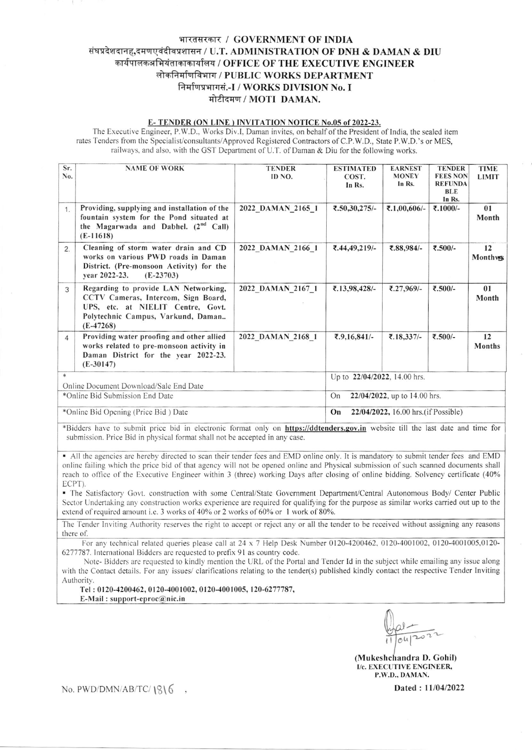# भारतसरकार / GOVERNMENT OF INDIA
## संघप्रदेशदानह,दमणएवंदीवप्रशासन / U.T. ADMINISTRATION OF DNH & DAMAN & DIU
## कार्यपालकअभियंताकाकार्यालय / OFFICE OF THE EXECUTIVE ENGINEER
## लोकनिर्माणविभाग / PUBLIC WORKS DEPARTMENT
## निर्माणप्रभागसं.-I / WORKS DIVISION No. I
## मोटीदमण / MOTI DAMAN.

### E- TENDER (ON LINE ) INVITATION NOTICE No.05 of 2022-23.

The Executive Engineer, P.W.D., Works Div.I, Daman invites, on behalf of the President of India, the sealed item rates Tenders from the Specialist/consultants/Approved Registered Contractors of C.P.W.D., State P.W.D.'s or MES, railways, and also, with the GST Department of U.T. of Daman & Diu for the following works.

| Sr. No. | NAME OF WORK | TENDER ID NO. | ESTIMATED COST. In Rs. | EARNEST MONEY In Rs. | TENDER FEES NON REFUNDABLE In Rs. | TIME LIMIT |
|---|---|---|---|---|---|---|
| 1. | **Providing, supplying and installation of the fountain system for the Pond situated at the Magarwada and Dabhel. (2nd Call) (E-11618)** | 2022_DAMAN_2165_1 | ₹.50,30,275/- | ₹.1,00,606/- | ₹.1000/- | 01 Month |
| 2. | **Cleaning of storm water drain and CD works on various PWD roads in Daman District. (Pre-monsoon Activity) for the year 2022-23. (E-23703)** | 2022_DAMAN_2166_1 | ₹.44,49,219/- | ₹.88,984/- | ₹.500/- | 12 Months |
| 3 | **Regarding to provide LAN Networking, CCTV Cameras, Intercom, Sign Board, UPS, etc. at NIELIT Centre, Govt. Polytechnic Campus, Varkund, Daman.. (E-47268)** | 2022_DAMAN_2167_1 | ₹.13,98,428/- | ₹.27,969/- | ₹.500/- | 01 Month |
| 4 | **Providing water proofing and other allied works related to pre-monsoon activity in Daman District for the year 2022-23. (E-30147)** | 2022_DAMAN_2168_1 | ₹.9,16,841/- | ₹.18,337/- | ₹.500/- | 12 Months |
| * Online Document Download/Sale End Date | | | Up to **22/04/2022**, 14.00 hrs. | | | |
| *Online Bid Submission End Date | | | On **22/04/2022, up to 14.00 hrs.** | | | |
| *Online Bid Opening (Price Bid ) Date | | | **On 22/04/2022, 16.00 hrs.(if Possible)** | | | |

*Bidders have to submit price bid in electronic format only on **https://ddtenders.gov.in** website till the last date and time for submission. Price Bid in physical format shall not be accepted in any case.

- All the agencies are hereby directed to scan their tender fees and EMD online only. It is mandatory to submit tender fees and EMD online failing which the price bid of that agency will not be opened online and Physical submission of such scanned documents shall reach to office of the Executive Engineer within 3 (three) working Days after closing of online bidding. Solvency certificate (40% ECPT).
- The Satisfactory Govt. construction with some Central/State Government Department/Central Autonomous Body/ Center Public Sector Undertaking any construction works experience are required for qualifying for the purpose as similar works carried out up to the extend of required amount i.e. 3 works of 40% or 2 works of 60% or 1 work of 80%.

The Tender Inviting Authority reserves the right to accept or reject any or all the tender to be received without assigning any reasons there of.

For any technical related queries please call at 24 x 7 Help Desk Number 0120-4200462, 0120-4001002, 0120-4001005,0120-6277787. International Bidders are requested to prefix 91 as country code.

Note- Bidders are requested to kindly mention the URL of the Portal and Tender Id in the subject while emailing any issue along with the Contact details. For any issues/ clarifications relating to the tender(s) published kindly contact the respective Tender Inviting Authority.

**Tel : 0120-4200462, 0120-4001002, 0120-4001005, 120-6277787,**
**E-Mail : support-eproc@nic.in**

11/04/2022

**(Mukeshchandra D. Gohil)**
**I/c. EXECUTIVE ENGINEER,**
**P.W.D., DAMAN.**

No. PWD/DMN/AB/TC/ 1816 ,

**Dated : 11/04/2022**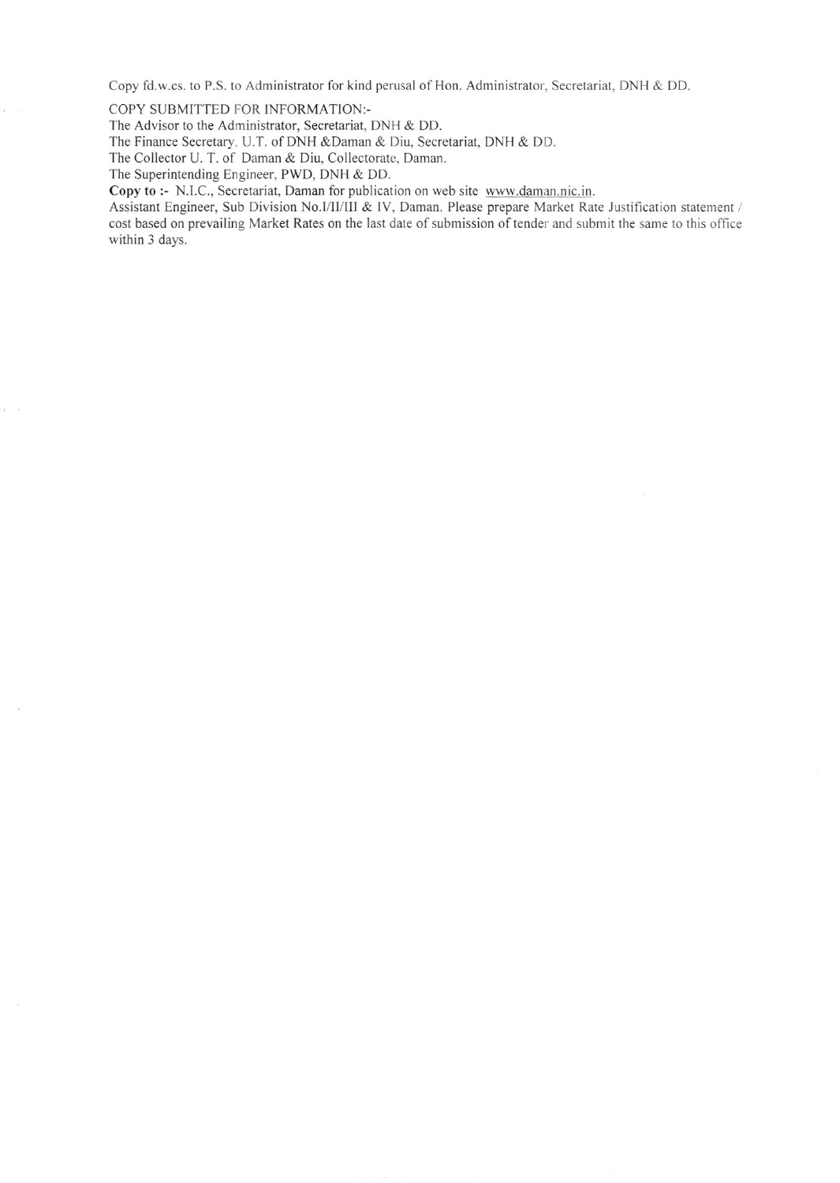Copy fd.w.cs. to P.S. to Administrator for kind perusal of Hon. Administrator, Secretariat, DNH & DD.

COPY SUBMITTED FOR INFORMATION:-

The Advisor to the Administrator, Secretariat, DNH & DD.

The Finance Secretary, U.T. of DNH &Daman & Diu, Secretariat, DNH & DD.

The Collector U. T. of Daman & Diu, Collectorate, Daman.

The Superintending Engineer, PWD, DNH & DD.

**Copy to :-** N.I.C., Secretariat, Daman for publication on web site www.daman.nic.in.

Assistant Engineer, Sub Division No.I/II/III & IV, Daman. Please prepare Market Rate Justification statement / cost based on prevailing Market Rates on the last date of submission of tender and submit the same to this office within 3 days.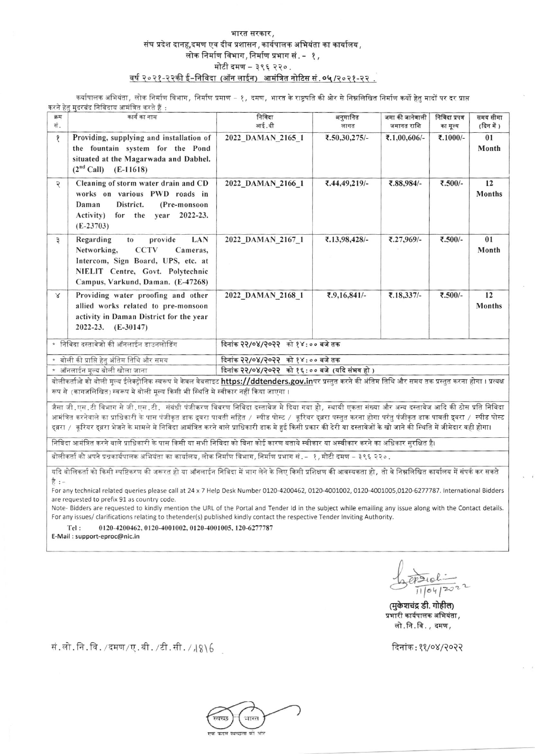भारत सरकार,
संघ प्रदेश दानह,दमण एव दीव प्रशासन, कार्यपालक अभियंता का कार्यालय,
लोक निर्माण विभाग, निर्माण प्रभाग सं. - १,
मोटी दमण – ३९६ २२०.

**वर्ष २०२१-२२की ई-निविदा (ऑन लाईन) आमंत्रित नोटिस सं. ०५/२०२१-२२ .**

कार्यपालक अभियंता, लोक निर्माण विभाग, निर्माण प्रभाग - १, दमण, भारत के राष्ट्रपति की ओर से निम्नलिखित निर्माण कार्यो हेतु मादों पर दर प्राप्त करने हेतु मुदरबंद निविदाय आमंत्रित करते है :

| क्रम सं. | कार्य का नाम | निविदा आई.डी | अनुमानित लागत | जमा की जानेवाली जमानत राशि | निविदा प्रपत्र का मूल्य | समय सीमा (दिन में) |
|---|---|---|---|---|---|---|
| १ | Providing, supplying and installation of the fountain system for the Pond situated at the Magarwada and Dabhel. (2nd Call) (E-11618) | 2022_DAMAN_2165_1 | ₹.50,30,275/- | ₹.1,00,606/- | ₹.1000/- | 01 Month |
| २ | Cleaning of storm water drain and CD works on various PWD roads in Daman District. (Pre-monsoon Activity) for the year 2022-23. (E-23703) | 2022_DAMAN_2166_1 | ₹.44,49,219/- | ₹.88,984/- | ₹.500/- | 12 Months |
| ३ | Regarding to provide LAN Networking, CCTV Cameras, Intercom, Sign Board, UPS, etc. at NIELIT Centre, Govt. Polytechnic Campus, Varkund, Daman. (E-47268) | 2022_DAMAN_2167_1 | ₹.13,98,428/- | ₹.27,969/- | ₹.500/- | 01 Month |
| ४ | Providing water proofing and other allied works related to pre-monsoon activity in Daman District for the year 2022-23. (E-30147) | 2022_DAMAN_2168_1 | ₹.9,16,841/- | ₹.18,337/- | ₹.500/- | 12 Months |

| | |
|---|---|
| * निविदा दस्तावेजो की ऑनलाईन डाउनलोडिंग | दिनांक २२/०४/२०२२ को १४:०० बजे तक |
| * बोली की प्राप्ति हेतु अंतिम तिथि और समय | दिनांक २२/०४/२०२२ को १४:०० बजे तक |
| * ऑनलाईन मूल्य बोली खोला जाना | दिनांक २२/०४/२०२२ को १६:०० बजे (यदि संभव हो) |

बोलीकर्ताओ को बोली मूल्य ईलेक्ट्रोनिक स्वरूप मे केवल वेबसाइट **https://ddtenders.gov.in**पर प्रस्तुत करने की अंतिम तिथि और समय तक प्रस्तुत करना होगा। प्रत्यक्ष रूप से (कागजलिखित) स्वरूप मे बोली मूल्य किसी भी स्थिति मे स्वीकार नहीं किया जाएगा।

जैसा जी.एस.टी विभाग से जी.एस.टी. संबंधी पंजीकरण विवरण निविदा दस्तावेज मे दिया गया हो, स्थायी एकता संख्या और अन्य दस्तावेज आदि की ठोस प्रति निविदा आमंत्रित करनेवाले का प्राधिकारी के पास पंजीकृत डाक द्वारा पावती सहित / स्पीड पोस्ट / कूरियर द्वारा प्रस्तुत करना होगा परंतु पंजीकृत डाक पावती द्वारा / स्पीड पोस्ट द्वारा / कूरियर द्वारा भेजने के मामले मे निविदा आमंत्रित करने वाले प्राधिकारी डाक मे हुई किसी प्रकार की देरी या दस्तावेजों के खो जाने की स्थिति में जीमेदार वही होगा।

निविदा आमंत्रित करने वाले प्राधिकारी के पास किसी या सभी निविदा को बिना कोई कारण बताये स्वीकार या अस्वीकार करने का अधिकार सुरक्षित है।

बोलीकर्ता को अपने प्रश्नकार्यपालक अभियंता का कार्यालय, लोक निर्माण विभाग, निर्माण प्रभाग सं. - १, मोटी दमण - ३९६ २२०.

यदि बोलिकर्ता को किसी स्पष्टिकरण की जरूरत हो या ऑनलाईन निविदा में भाग लेने के लिए किसी प्रशिक्षण की आवस्यकता हो, तो वे निम्नलिखित कार्यालय में संपर्क कर सकते है :-

For any technical related queries please call at 24 x 7 Help Desk Number 0120-4200462, 0120-4001002, 0120-4001005,0120-6277787. International Bidders are requested to prefix 91 as country code.

Note- Bidders are requested to kindly mention the URL of the Portal and Tender Id in the subject while emailing any issue along with the Contact details. For any issues/ clarifications relating to thetender(s) published kindly contact the respective Tender Inviting Authority.

Tel : 0120-4200462, 0120-4001002, 0120-4001005, 120-6277787
E-Mail : support-eproc@nic.in

11/04/2022

**(मुकेशचंद्र डी. गोहील)**
प्रभारी कार्यपालक अभियंता,
लो.नि.वि., दमण,

सं.लो.नि.वि./दमण/ए.बी./टी.सी./1816

दिनांक: ११/०४/२०२२